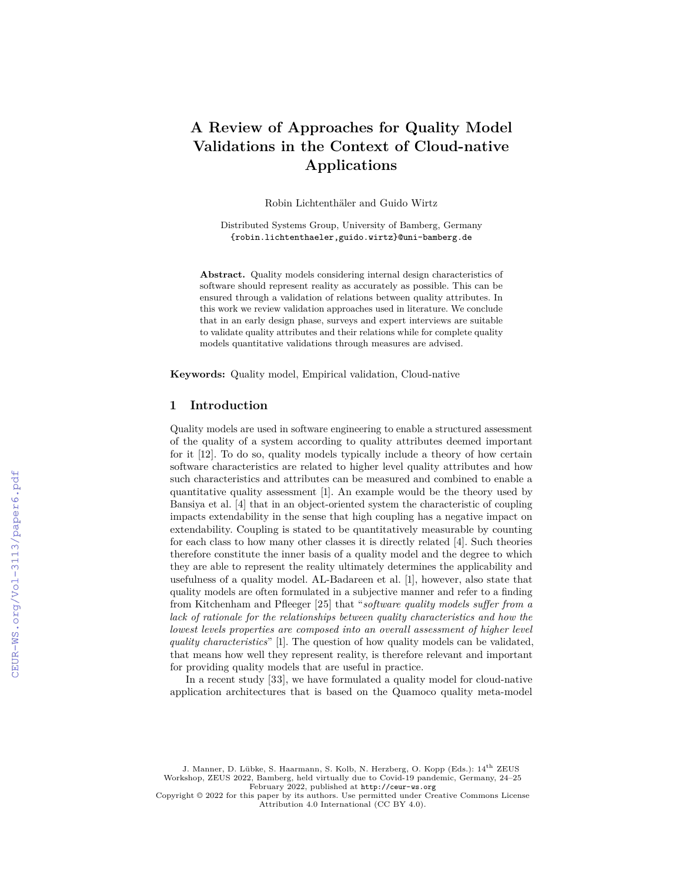# A Review of Approaches for Quality Model Validations in the Context of Cloud-native Applications

Robin Lichtenthäler and Guido Wirtz

Distributed Systems Group, University of Bamberg, Germany
{robin.lichtenthaeler,guido.wirtz}@uni-bamberg.de

**Abstract.** Quality models considering internal design characteristics of software should represent reality as accurately as possible. This can be ensured through a validation of relations between quality attributes. In this work we review validation approaches used in literature. We conclude that in an early design phase, surveys and expert interviews are suitable to validate quality attributes and their relations while for complete quality models quantitative validations through measures are advised.

**Keywords:** Quality model, Empirical validation, Cloud-native

## 1 Introduction

Quality models are used in software engineering to enable a structured assessment of the quality of a system according to quality attributes deemed important for it [12]. To do so, quality models typically include a theory of how certain software characteristics are related to higher level quality attributes and how such characteristics and attributes can be measured and combined to enable a quantitative quality assessment [1]. An example would be the theory used by Bansiya et al. [4] that in an object-oriented system the characteristic of coupling impacts extendability in the sense that high coupling has a negative impact on extendability. Coupling is stated to be quantitatively measurable by counting for each class to how many other classes it is directly related [4]. Such theories therefore constitute the inner basis of a quality model and the degree to which they are able to represent the reality ultimately determines the applicability and usefulness of a quality model. AL-Badareen et al. [1], however, also state that quality models are often formulated in a subjective manner and refer to a finding from Kitchenham and Pfleeger [25] that "*software quality models suffer from a lack of rationale for the relationships between quality characteristics and how the lowest levels properties are composed into an overall assessment of higher level quality characteristics*" [1]. The question of how quality models can be validated, that means how well they represent reality, is therefore relevant and important for providing quality models that are useful in practice.

In a recent study [33], we have formulated a quality model for cloud-native application architectures that is based on the Quamoco quality meta-model

J. Manner, D. Lübke, S. Haarmann, S. Kolb, N. Herzberg, O. Kopp (Eds.): 14[th] ZEUS Workshop, ZEUS 2022, Bamberg, held virtually due to Covid-19 pandemic, Germany, 24–25 February 2022, published at http://ceur-ws.org
Copyright © 2022 for this paper by its authors. Use permitted under Creative Commons License Attribution 4.0 International (CC BY 4.0).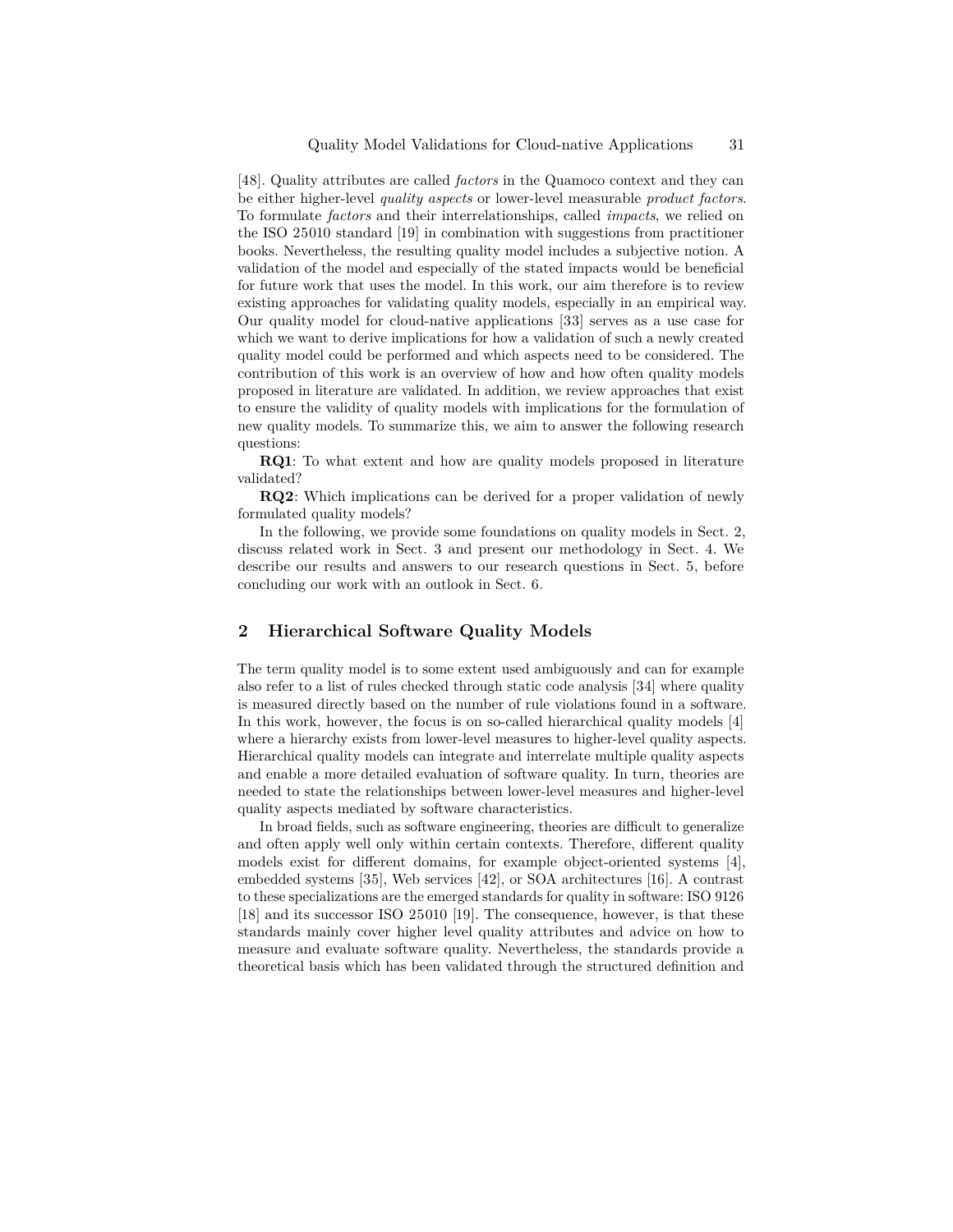[48]. Quality attributes are called *factors* in the Quamoco context and they can be either higher-level *quality aspects* or lower-level measurable *product factors*. To formulate *factors* and their interrelationships, called *impacts*, we relied on the ISO 25010 standard [19] in combination with suggestions from practitioner books. Nevertheless, the resulting quality model includes a subjective notion. A validation of the model and especially of the stated impacts would be beneficial for future work that uses the model. In this work, our aim therefore is to review existing approaches for validating quality models, especially in an empirical way. Our quality model for cloud-native applications [33] serves as a use case for which we want to derive implications for how a validation of such a newly created quality model could be performed and which aspects need to be considered. The contribution of this work is an overview of how and how often quality models proposed in literature are validated. In addition, we review approaches that exist to ensure the validity of quality models with implications for the formulation of new quality models. To summarize this, we aim to answer the following research questions:

**RQ1**: To what extent and how are quality models proposed in literature validated?

**RQ2**: Which implications can be derived for a proper validation of newly formulated quality models?

In the following, we provide some foundations on quality models in Sect. 2, discuss related work in Sect. 3 and present our methodology in Sect. 4. We describe our results and answers to our research questions in Sect. 5, before concluding our work with an outlook in Sect. 6.

## 2 Hierarchical Software Quality Models

The term quality model is to some extent used ambiguously and can for example also refer to a list of rules checked through static code analysis [34] where quality is measured directly based on the number of rule violations found in a software. In this work, however, the focus is on so-called hierarchical quality models [4] where a hierarchy exists from lower-level measures to higher-level quality aspects. Hierarchical quality models can integrate and interrelate multiple quality aspects and enable a more detailed evaluation of software quality. In turn, theories are needed to state the relationships between lower-level measures and higher-level quality aspects mediated by software characteristics.

In broad fields, such as software engineering, theories are difficult to generalize and often apply well only within certain contexts. Therefore, different quality models exist for different domains, for example object-oriented systems [4], embedded systems [35], Web services [42], or SOA architectures [16]. A contrast to these specializations are the emerged standards for quality in software: ISO 9126 [18] and its successor ISO 25010 [19]. The consequence, however, is that these standards mainly cover higher level quality attributes and advice on how to measure and evaluate software quality. Nevertheless, the standards provide a theoretical basis which has been validated through the structured definition and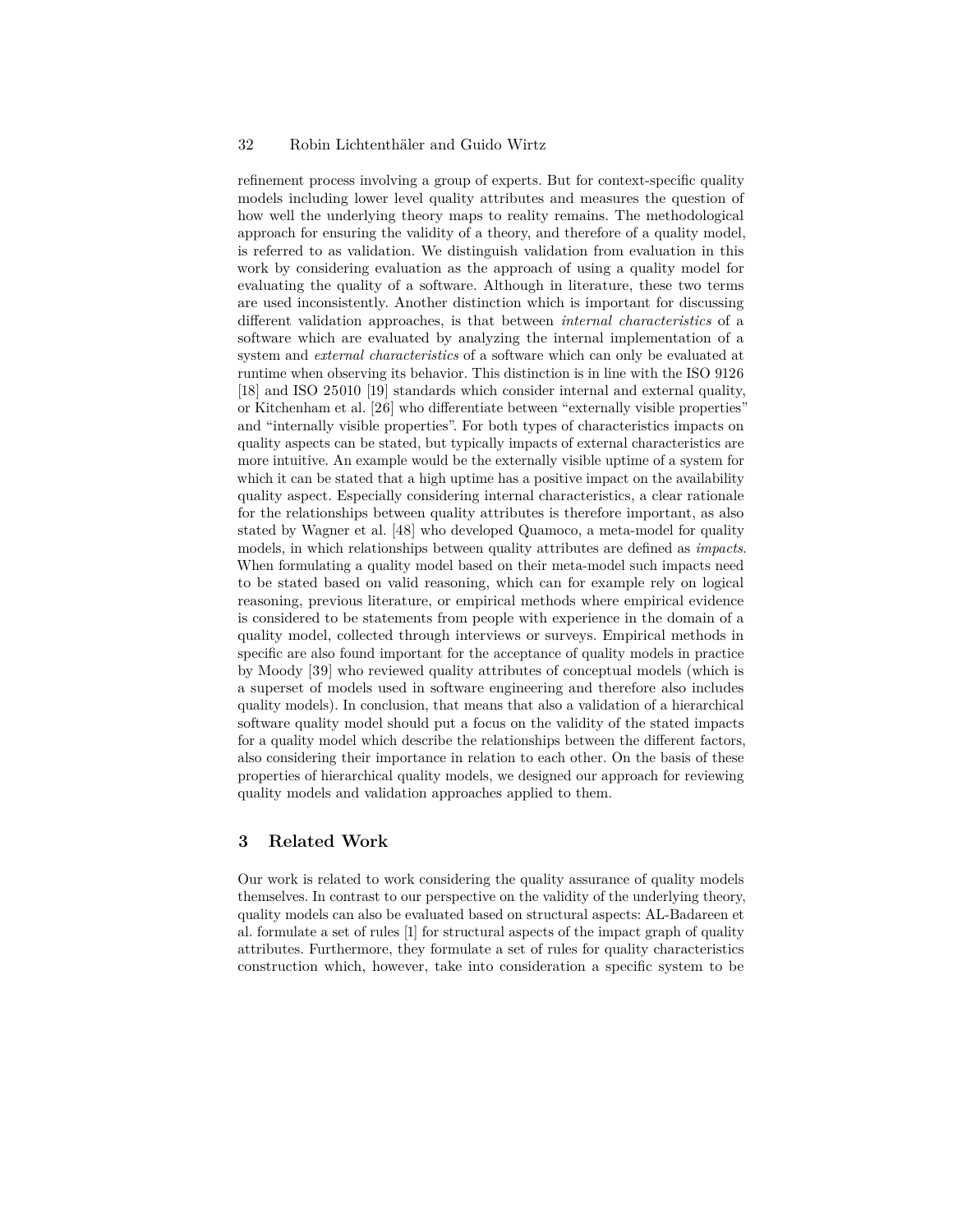refinement process involving a group of experts. But for context-specific quality models including lower level quality attributes and measures the question of how well the underlying theory maps to reality remains. The methodological approach for ensuring the validity of a theory, and therefore of a quality model, is referred to as validation. We distinguish validation from evaluation in this work by considering evaluation as the approach of using a quality model for evaluating the quality of a software. Although in literature, these two terms are used inconsistently. Another distinction which is important for discussing different validation approaches, is that between *internal characteristics* of a software which are evaluated by analyzing the internal implementation of a system and *external characteristics* of a software which can only be evaluated at runtime when observing its behavior. This distinction is in line with the ISO 9126 [18] and ISO 25010 [19] standards which consider internal and external quality, or Kitchenham et al. [26] who differentiate between "externally visible properties" and "internally visible properties". For both types of characteristics impacts on quality aspects can be stated, but typically impacts of external characteristics are more intuitive. An example would be the externally visible uptime of a system for which it can be stated that a high uptime has a positive impact on the availability quality aspect. Especially considering internal characteristics, a clear rationale for the relationships between quality attributes is therefore important, as also stated by Wagner et al. [48] who developed Quamoco, a meta-model for quality models, in which relationships between quality attributes are defined as *impacts*. When formulating a quality model based on their meta-model such impacts need to be stated based on valid reasoning, which can for example rely on logical reasoning, previous literature, or empirical methods where empirical evidence is considered to be statements from people with experience in the domain of a quality model, collected through interviews or surveys. Empirical methods in specific are also found important for the acceptance of quality models in practice by Moody [39] who reviewed quality attributes of conceptual models (which is a superset of models used in software engineering and therefore also includes quality models). In conclusion, that means that also a validation of a hierarchical software quality model should put a focus on the validity of the stated impacts for a quality model which describe the relationships between the different factors, also considering their importance in relation to each other. On the basis of these properties of hierarchical quality models, we designed our approach for reviewing quality models and validation approaches applied to them.

## 3 Related Work

Our work is related to work considering the quality assurance of quality models themselves. In contrast to our perspective on the validity of the underlying theory, quality models can also be evaluated based on structural aspects: AL-Badareen et al. formulate a set of rules [1] for structural aspects of the impact graph of quality attributes. Furthermore, they formulate a set of rules for quality characteristics construction which, however, take into consideration a specific system to be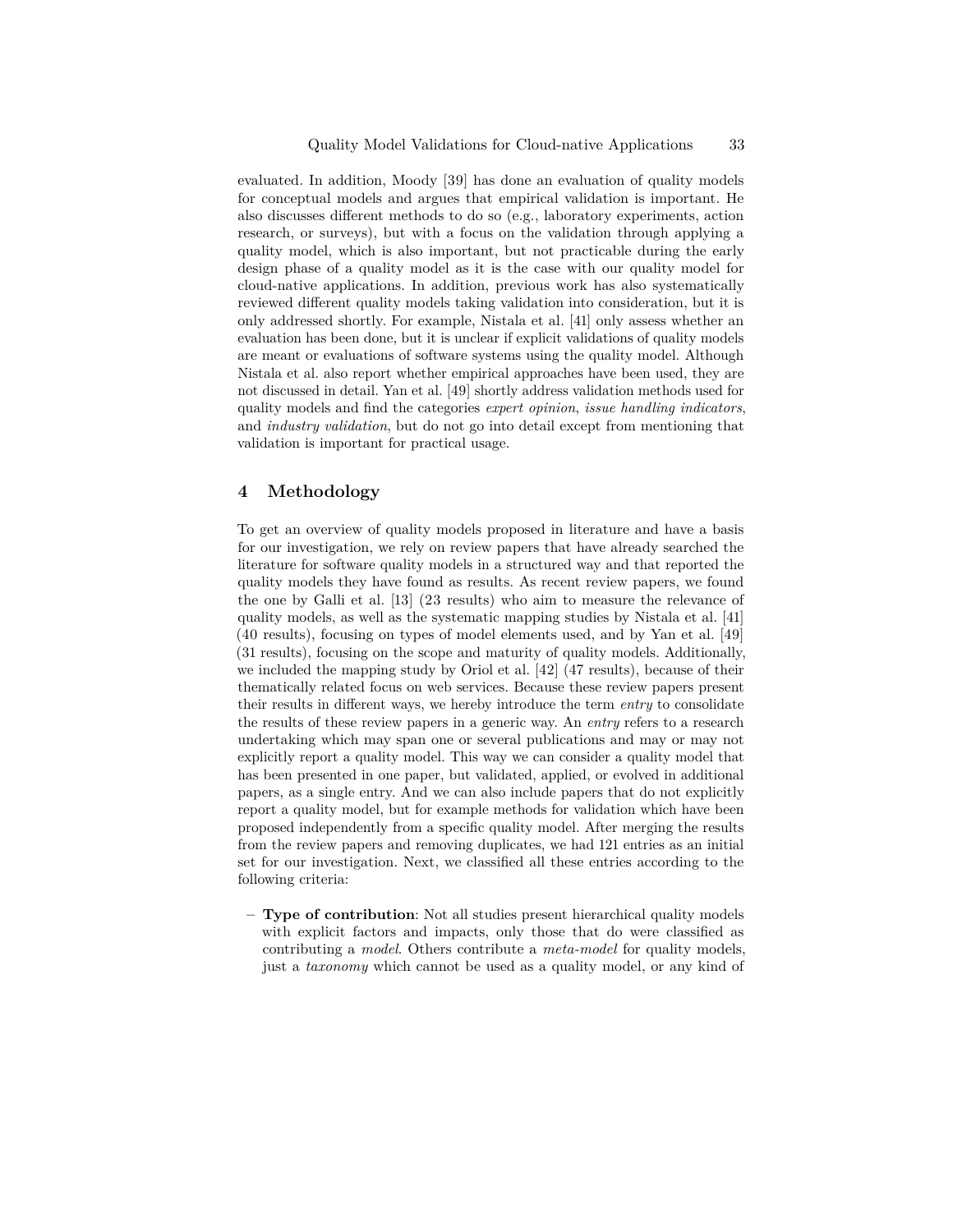evaluated. In addition, Moody [39] has done an evaluation of quality models for conceptual models and argues that empirical validation is important. He also discusses different methods to do so (e.g., laboratory experiments, action research, or surveys), but with a focus on the validation through applying a quality model, which is also important, but not practicable during the early design phase of a quality model as it is the case with our quality model for cloud-native applications. In addition, previous work has also systematically reviewed different quality models taking validation into consideration, but it is only addressed shortly. For example, Nistala et al. [41] only assess whether an evaluation has been done, but it is unclear if explicit validations of quality models are meant or evaluations of software systems using the quality model. Although Nistala et al. also report whether empirical approaches have been used, they are not discussed in detail. Yan et al. [49] shortly address validation methods used for quality models and find the categories *expert opinion*, *issue handling indicators*, and *industry validation*, but do not go into detail except from mentioning that validation is important for practical usage.

## 4 Methodology

To get an overview of quality models proposed in literature and have a basis for our investigation, we rely on review papers that have already searched the literature for software quality models in a structured way and that reported the quality models they have found as results. As recent review papers, we found the one by Galli et al. [13] (23 results) who aim to measure the relevance of quality models, as well as the systematic mapping studies by Nistala et al. [41] (40 results), focusing on types of model elements used, and by Yan et al. [49] (31 results), focusing on the scope and maturity of quality models. Additionally, we included the mapping study by Oriol et al. [42] (47 results), because of their thematically related focus on web services. Because these review papers present their results in different ways, we hereby introduce the term *entry* to consolidate the results of these review papers in a generic way. An *entry* refers to a research undertaking which may span one or several publications and may or may not explicitly report a quality model. This way we can consider a quality model that has been presented in one paper, but validated, applied, or evolved in additional papers, as a single entry. And we can also include papers that do not explicitly report a quality model, but for example methods for validation which have been proposed independently from a specific quality model. After merging the results from the review papers and removing duplicates, we had 121 entries as an initial set for our investigation. Next, we classified all these entries according to the following criteria:

- **Type of contribution**: Not all studies present hierarchical quality models with explicit factors and impacts, only those that do were classified as contributing a *model*. Others contribute a *meta-model* for quality models, just a *taxonomy* which cannot be used as a quality model, or any kind of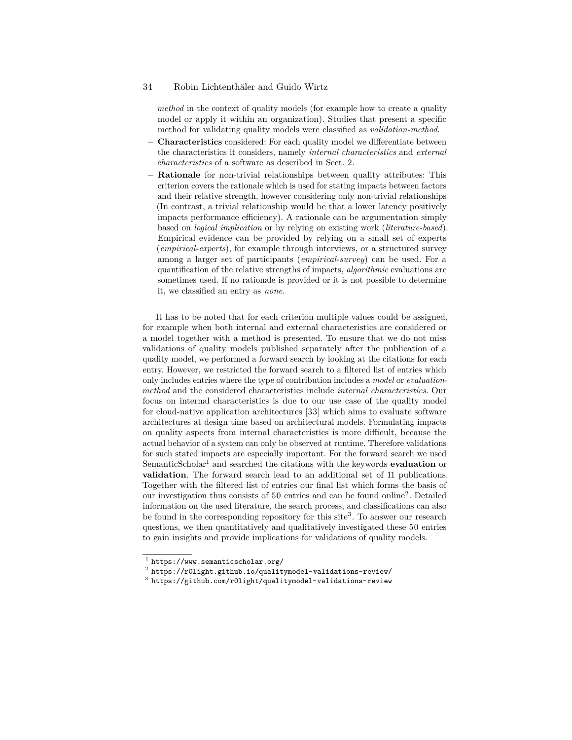*method* in the context of quality models (for example how to create a quality model or apply it within an organization). Studies that present a specific method for validating quality models were classified as *validation-method*.

- **Characteristics** considered: For each quality model we differentiate between the characteristics it considers, namely *internal characteristics* and *external characteristics* of a software as described in Sect. 2.
- **Rationale** for non-trivial relationships between quality attributes: This criterion covers the rationale which is used for stating impacts between factors and their relative strength, however considering only non-trivial relationships (In contrast, a trivial relationship would be that a lower latency positively impacts performance efficiency). A rationale can be argumentation simply based on *logical implication* or by relying on existing work (*literature-based*). Empirical evidence can be provided by relying on a small set of experts (*empirical-experts*), for example through interviews, or a structured survey among a larger set of participants (*empirical-survey*) can be used. For a quantification of the relative strengths of impacts, *algorithmic* evaluations are sometimes used. If no rationale is provided or it is not possible to determine it, we classified an entry as *none*.

It has to be noted that for each criterion multiple values could be assigned, for example when both internal and external characteristics are considered or a model together with a method is presented. To ensure that we do not miss validations of quality models published separately after the publication of a quality model, we performed a forward search by looking at the citations for each entry. However, we restricted the forward search to a filtered list of entries which only includes entries where the type of contribution includes a *model* or *evaluation-method* and the considered characteristics include *internal characteristics*. Our focus on internal characteristics is due to our use case of the quality model for cloud-native application architectures [33] which aims to evaluate software architectures at design time based on architectural models. Formulating impacts on quality aspects from internal characteristics is more difficult, because the actual behavior of a system can only be observed at runtime. Therefore validations for such stated impacts are especially important. For the forward search we used SemanticScholar[1] and searched the citations with the keywords **evaluation** or **validation**. The forward search lead to an additional set of 11 publications. Together with the filtered list of entries our final list which forms the basis of our investigation thus consists of 50 entries and can be found online[2]. Detailed information on the used literature, the search process, and classifications can also be found in the corresponding repository for this site[3]. To answer our research questions, we then quantitatively and qualitatively investigated these 50 entries to gain insights and provide implications for validations of quality models.

[1] https://www.semanticscholar.org/

[2] https://r0light.github.io/qualitymodel-validations-review/

[3] https://github.com/r0light/qualitymodel-validations-review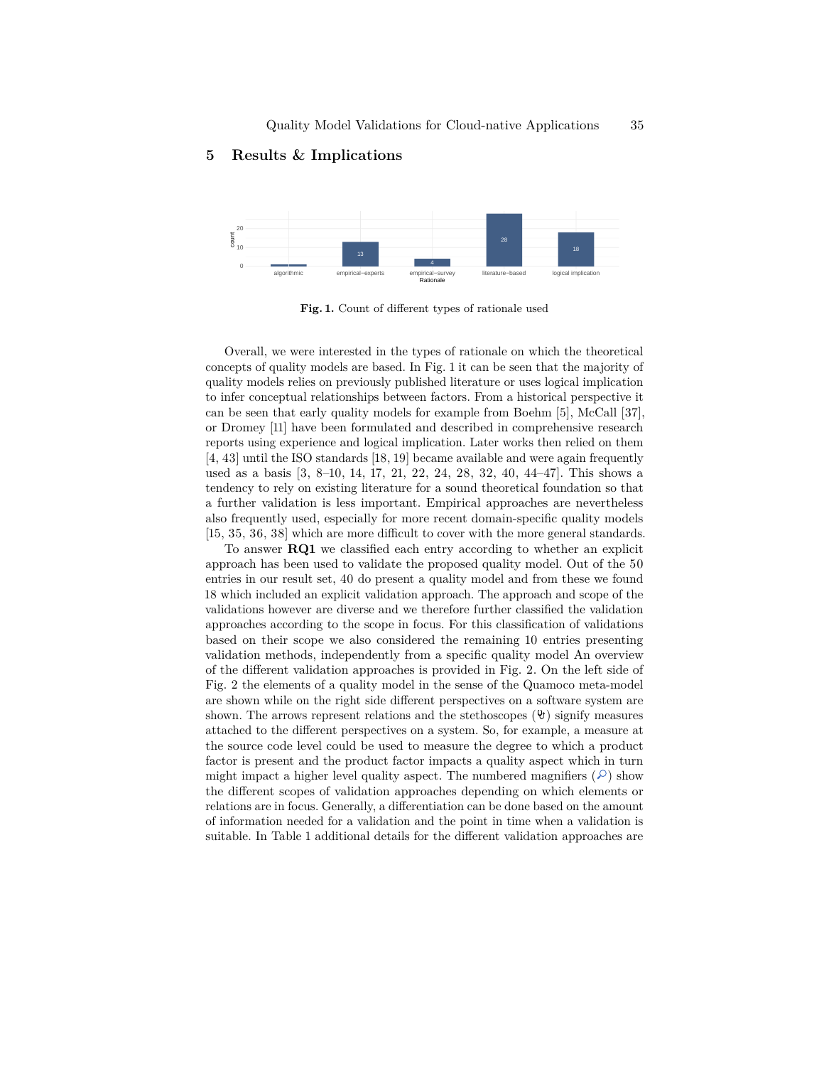## 5 Results & Implications

**Fig. 1.** Count of different types of rationale used

Overall, we were interested in the types of rationale on which the theoretical concepts of quality models are based. In Fig. 1 it can be seen that the majority of quality models relies on previously published literature or uses logical implication to infer conceptual relationships between factors. From a historical perspective it can be seen that early quality models for example from Boehm [5], McCall [37], or Dromey [11] have been formulated and described in comprehensive research reports using experience and logical implication. Later works then relied on them [4, 43] until the ISO standards [18, 19] became available and were again frequently used as a basis [3, 8–10, 14, 17, 21, 22, 24, 28, 32, 40, 44–47]. This shows a tendency to rely on existing literature for a sound theoretical foundation so that a further validation is less important. Empirical approaches are nevertheless also frequently used, especially for more recent domain-specific quality models [15, 35, 36, 38] which are more difficult to cover with the more general standards.

To answer **RQ1** we classified each entry according to whether an explicit approach has been used to validate the proposed quality model. Out of the 50 entries in our result set, 40 do present a quality model and from these we found 18 which included an explicit validation approach. The approach and scope of the validations however are diverse and we therefore further classified the validation approaches according to the scope in focus. For this classification of validations based on their scope we also considered the remaining 10 entries presenting validation methods, independently from a specific quality model An overview of the different validation approaches is provided in Fig. 2. On the left side of Fig. 2 the elements of a quality model in the sense of the Quamoco meta-model are shown while on the right side different perspectives on a software system are shown. The arrows represent relations and the stethoscopes (🩺) signify measures attached to the different perspectives on a system. So, for example, a measure at the source code level could be used to measure the degree to which a product factor is present and the product factor impacts a quality aspect which in turn might impact a higher level quality aspect. The numbered magnifiers (🔎) show the different scopes of validation approaches depending on which elements or relations are in focus. Generally, a differentiation can be done based on the amount of information needed for a validation and the point in time when a validation is suitable. In Table 1 additional details for the different validation approaches are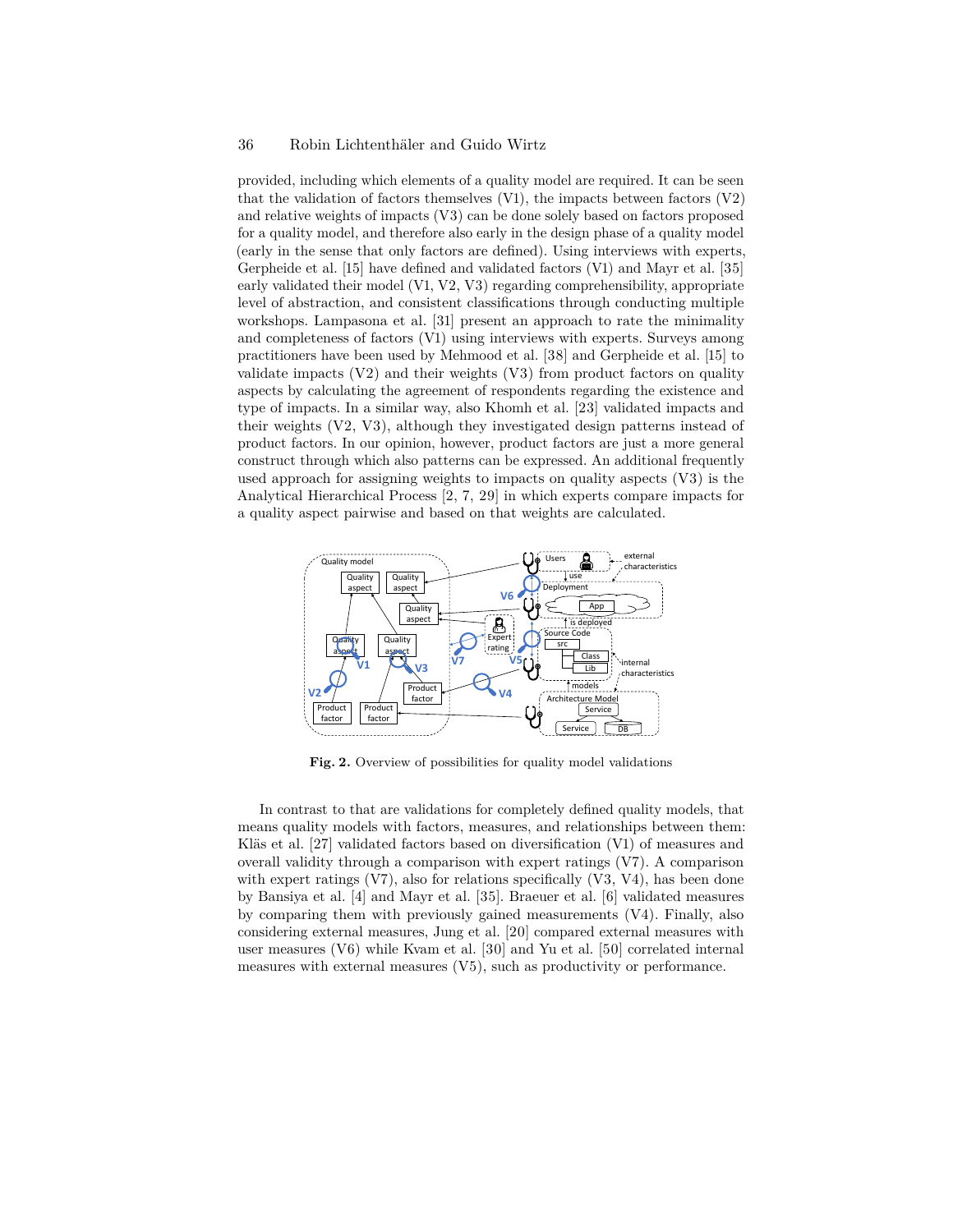provided, including which elements of a quality model are required. It can be seen that the validation of factors themselves (V1), the impacts between factors (V2) and relative weights of impacts (V3) can be done solely based on factors proposed for a quality model, and therefore also early in the design phase of a quality model (early in the sense that only factors are defined). Using interviews with experts, Gerpheide et al. [15] have defined and validated factors (V1) and Mayr et al. [35] early validated their model (V1, V2, V3) regarding comprehensibility, appropriate level of abstraction, and consistent classifications through conducting multiple workshops. Lampasona et al. [31] present an approach to rate the minimality and completeness of factors (V1) using interviews with experts. Surveys among practitioners have been used by Mehmood et al. [38] and Gerpheide et al. [15] to validate impacts (V2) and their weights (V3) from product factors on quality aspects by calculating the agreement of respondents regarding the existence and type of impacts. In a similar way, also Khomh et al. [23] validated impacts and their weights (V2, V3), although they investigated design patterns instead of product factors. In our opinion, however, product factors are just a more general construct through which also patterns can be expressed. An additional frequently used approach for assigning weights to impacts on quality aspects (V3) is the Analytical Hierarchical Process [2, 7, 29] in which experts compare impacts for a quality aspect pairwise and based on that weights are calculated.

**Fig. 2.** Overview of possibilities for quality model validations

In contrast to that are validations for completely defined quality models, that means quality models with factors, measures, and relationships between them: Kläs et al. [27] validated factors based on diversification (V1) of measures and overall validity through a comparison with expert ratings (V7). A comparison with expert ratings (V7), also for relations specifically (V3, V4), has been done by Bansiya et al. [4] and Mayr et al. [35]. Braeuer et al. [6] validated measures by comparing them with previously gained measurements (V4). Finally, also considering external measures, Jung et al. [20] compared external measures with user measures (V6) while Kvam et al. [30] and Yu et al. [50] correlated internal measures with external measures (V5), such as productivity or performance.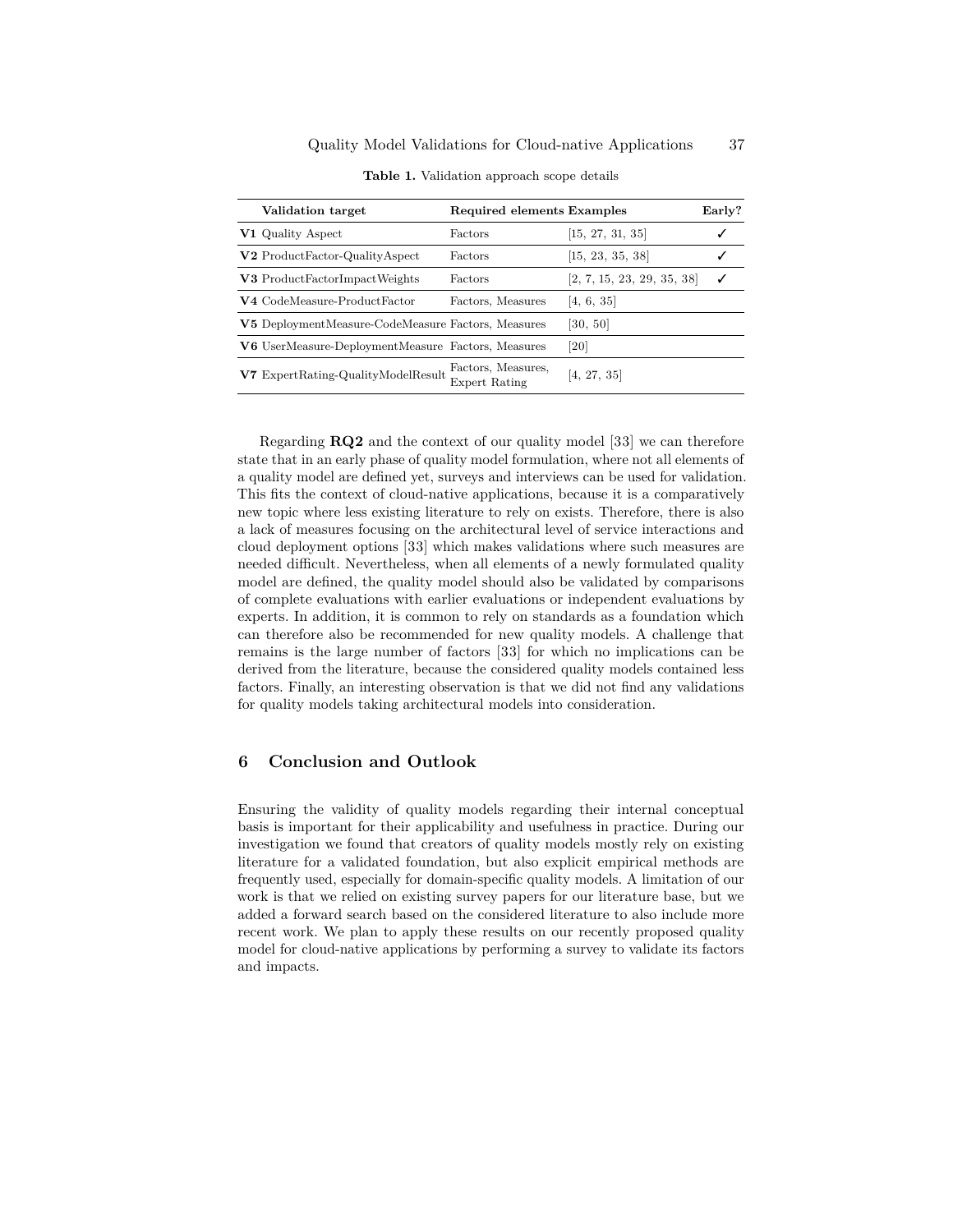**Table 1.** Validation approach scope details

| Validation target | Required elements | Examples | Early? |
|---|---|---|---|
| **V1** Quality Aspect | Factors | [15, 27, 31, 35] | ✓ |
| **V2** ProductFactor-QualityAspect | Factors | [15, 23, 35, 38] | ✓ |
| **V3** ProductFactorImpactWeights | Factors | [2, 7, 15, 23, 29, 35, 38] | ✓ |
| **V4** CodeMeasure-ProductFactor | Factors, Measures | [4, 6, 35] | |
| **V5** DeploymentMeasure-CodeMeasure | Factors, Measures | [30, 50] | |
| **V6** UserMeasure-DeploymentMeasure | Factors, Measures | [20] | |
| **V7** ExpertRating-QualityModelResult | Factors, Measures, Expert Rating | [4, 27, 35] | |

Regarding **RQ2** and the context of our quality model [33] we can therefore state that in an early phase of quality model formulation, where not all elements of a quality model are defined yet, surveys and interviews can be used for validation. This fits the context of cloud-native applications, because it is a comparatively new topic where less existing literature to rely on exists. Therefore, there is also a lack of measures focusing on the architectural level of service interactions and cloud deployment options [33] which makes validations where such measures are needed difficult. Nevertheless, when all elements of a newly formulated quality model are defined, the quality model should also be validated by comparisons of complete evaluations with earlier evaluations or independent evaluations by experts. In addition, it is common to rely on standards as a foundation which can therefore also be recommended for new quality models. A challenge that remains is the large number of factors [33] for which no implications can be derived from the literature, because the considered quality models contained less factors. Finally, an interesting observation is that we did not find any validations for quality models taking architectural models into consideration.

## 6 Conclusion and Outlook

Ensuring the validity of quality models regarding their internal conceptual basis is important for their applicability and usefulness in practice. During our investigation we found that creators of quality models mostly rely on existing literature for a validated foundation, but also explicit empirical methods are frequently used, especially for domain-specific quality models. A limitation of our work is that we relied on existing survey papers for our literature base, but we added a forward search based on the considered literature to also include more recent work. We plan to apply these results on our recently proposed quality model for cloud-native applications by performing a survey to validate its factors and impacts.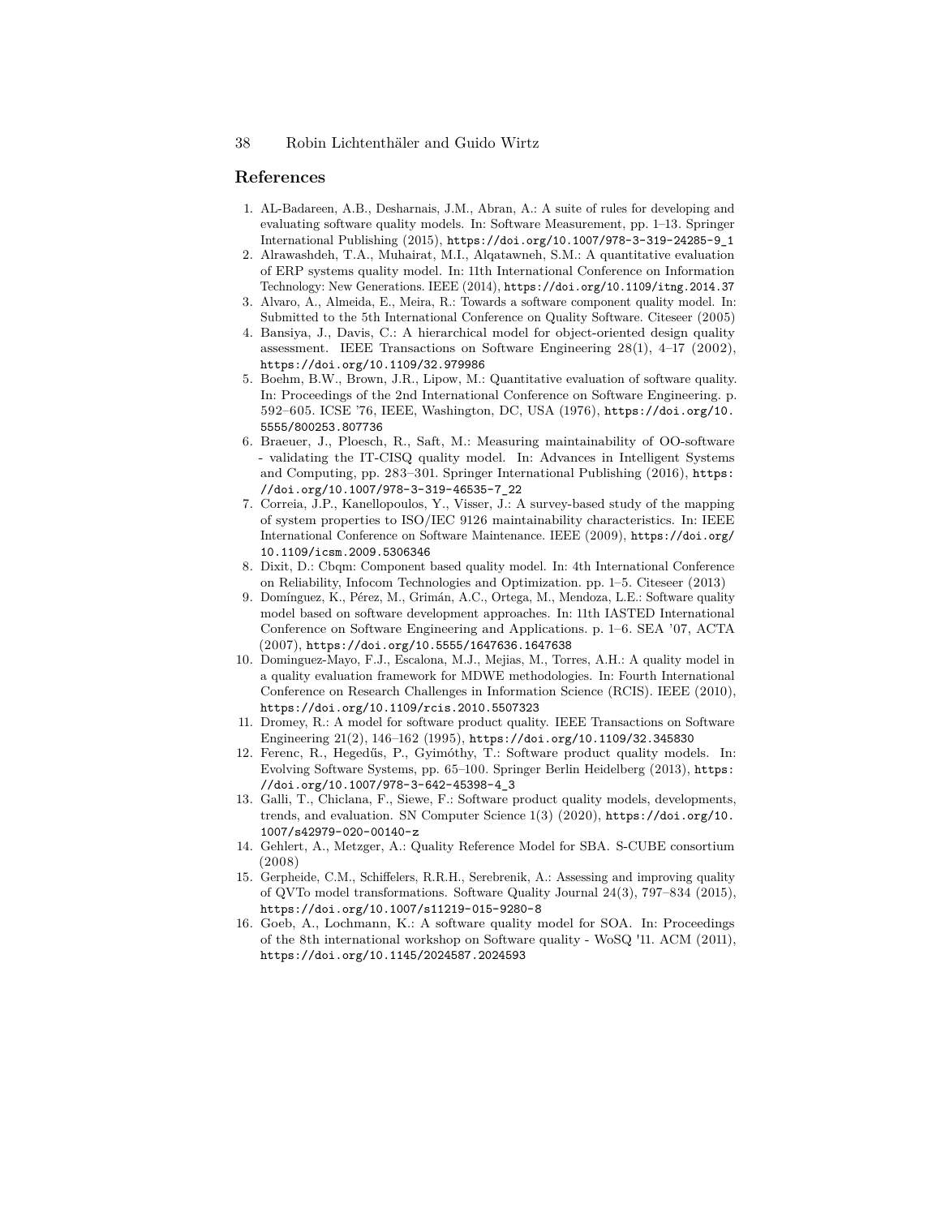## References

1. AL-Badareen, A.B., Desharnais, J.M., Abran, A.: A suite of rules for developing and evaluating software quality models. In: Software Measurement, pp. 1–13. Springer International Publishing (2015), https://doi.org/10.1007/978-3-319-24285-9_1
2. Alrawashdeh, T.A., Muhairat, M.I., Alqatawneh, S.M.: A quantitative evaluation of ERP systems quality model. In: 11th International Conference on Information Technology: New Generations. IEEE (2014), https://doi.org/10.1109/itng.2014.37
3. Alvaro, A., Almeida, E., Meira, R.: Towards a software component quality model. In: Submitted to the 5th International Conference on Quality Software. Citeseer (2005)
4. Bansiya, J., Davis, C.: A hierarchical model for object-oriented design quality assessment. IEEE Transactions on Software Engineering 28(1), 4–17 (2002), https://doi.org/10.1109/32.979986
5. Boehm, B.W., Brown, J.R., Lipow, M.: Quantitative evaluation of software quality. In: Proceedings of the 2nd International Conference on Software Engineering. p. 592–605. ICSE '76, IEEE, Washington, DC, USA (1976), https://doi.org/10.5555/800253.807736
6. Braeuer, J., Ploesch, R., Saft, M.: Measuring maintainability of OO-software - validating the IT-CISQ quality model. In: Advances in Intelligent Systems and Computing, pp. 283–301. Springer International Publishing (2016), https://doi.org/10.1007/978-3-319-46535-7_22
7. Correia, J.P., Kanellopoulos, Y., Visser, J.: A survey-based study of the mapping of system properties to ISO/IEC 9126 maintainability characteristics. In: IEEE International Conference on Software Maintenance. IEEE (2009), https://doi.org/10.1109/icsm.2009.5306346
8. Dixit, D.: Cbqm: Component based quality model. In: 4th International Conference on Reliability, Infocom Technologies and Optimization. pp. 1–5. Citeseer (2013)
9. Domínguez, K., Pérez, M., Grimán, A.C., Ortega, M., Mendoza, L.E.: Software quality model based on software development approaches. In: 11th IASTED International Conference on Software Engineering and Applications. p. 1–6. SEA '07, ACTA (2007), https://doi.org/10.5555/1647636.1647638
10. Dominguez-Mayo, F.J., Escalona, M.J., Mejias, M., Torres, A.H.: A quality model in a quality evaluation framework for MDWE methodologies. In: Fourth International Conference on Research Challenges in Information Science (RCIS). IEEE (2010), https://doi.org/10.1109/rcis.2010.5507323
11. Dromey, R.: A model for software product quality. IEEE Transactions on Software Engineering 21(2), 146–162 (1995), https://doi.org/10.1109/32.345830
12. Ferenc, R., Hegedűs, P., Gyimóthy, T.: Software product quality models. In: Evolving Software Systems, pp. 65–100. Springer Berlin Heidelberg (2013), https://doi.org/10.1007/978-3-642-45398-4_3
13. Galli, T., Chiclana, F., Siewe, F.: Software product quality models, developments, trends, and evaluation. SN Computer Science 1(3) (2020), https://doi.org/10.1007/s42979-020-00140-z
14. Gehlert, A., Metzger, A.: Quality Reference Model for SBA. S-CUBE consortium (2008)
15. Gerpheide, C.M., Schiffelers, R.R.H., Serebrenik, A.: Assessing and improving quality of QVTo model transformations. Software Quality Journal 24(3), 797–834 (2015), https://doi.org/10.1007/s11219-015-9280-8
16. Goeb, A., Lochmann, K.: A software quality model for SOA. In: Proceedings of the 8th international workshop on Software quality - WoSQ '11. ACM (2011), https://doi.org/10.1145/2024587.2024593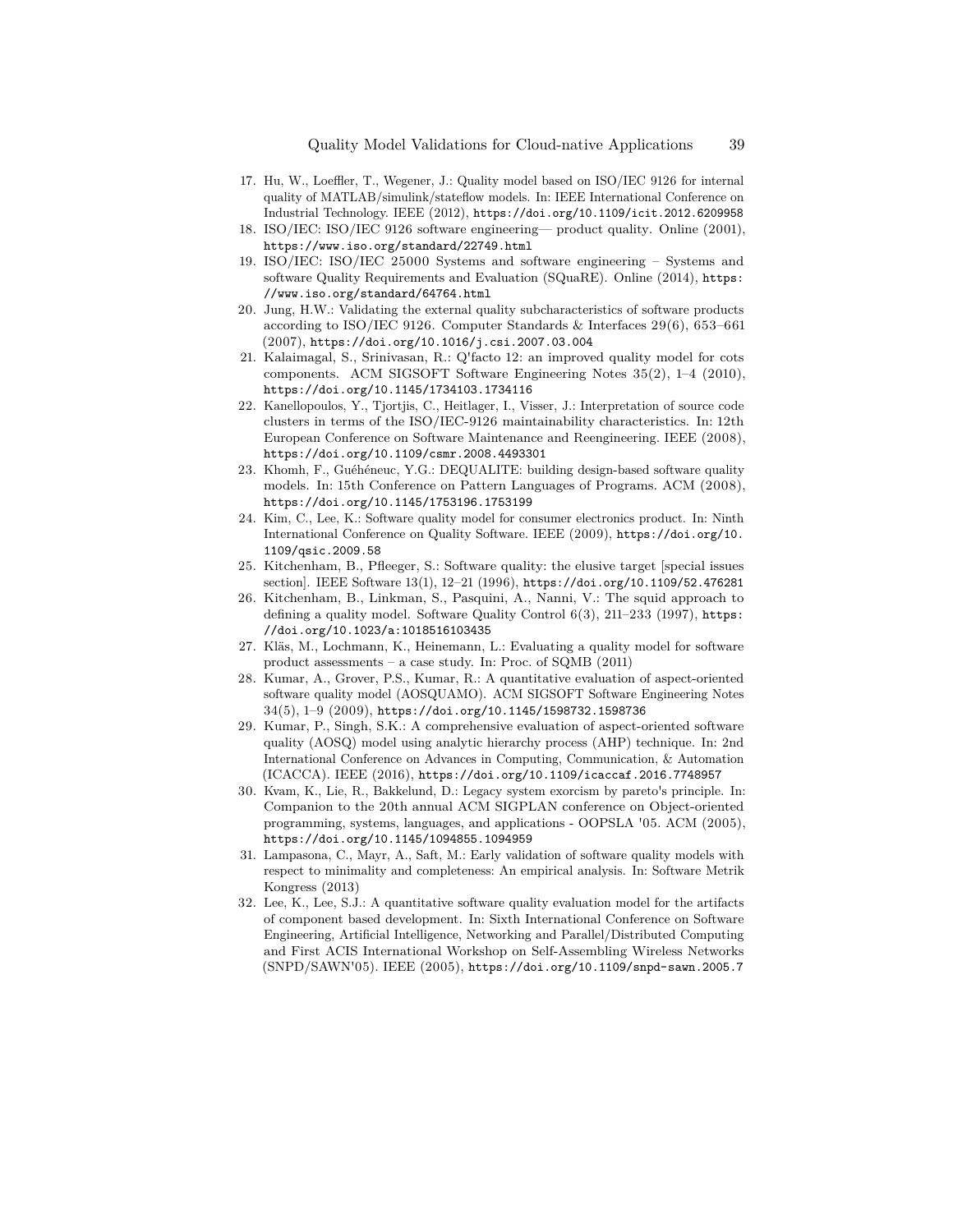17. Hu, W., Loeffler, T., Wegener, J.: Quality model based on ISO/IEC 9126 for internal quality of MATLAB/simulink/stateflow models. In: IEEE International Conference on Industrial Technology. IEEE (2012), https://doi.org/10.1109/icit.2012.6209958
18. ISO/IEC: ISO/IEC 9126 software engineering— product quality. Online (2001), https://www.iso.org/standard/22749.html
19. ISO/IEC: ISO/IEC 25000 Systems and software engineering – Systems and software Quality Requirements and Evaluation (SQuaRE). Online (2014), https://www.iso.org/standard/64764.html
20. Jung, H.W.: Validating the external quality subcharacteristics of software products according to ISO/IEC 9126. Computer Standards & Interfaces 29(6), 653–661 (2007), https://doi.org/10.1016/j.csi.2007.03.004
21. Kalaimagal, S., Srinivasan, R.: Q'facto 12: an improved quality model for cots components. ACM SIGSOFT Software Engineering Notes 35(2), 1–4 (2010), https://doi.org/10.1145/1734103.1734116
22. Kanellopoulos, Y., Tjortjis, C., Heitlager, I., Visser, J.: Interpretation of source code clusters in terms of the ISO/IEC-9126 maintainability characteristics. In: 12th European Conference on Software Maintenance and Reengineering. IEEE (2008), https://doi.org/10.1109/csmr.2008.4493301
23. Khomh, F., Guéhéneuc, Y.G.: DEQUALITE: building design-based software quality models. In: 15th Conference on Pattern Languages of Programs. ACM (2008), https://doi.org/10.1145/1753196.1753199
24. Kim, C., Lee, K.: Software quality model for consumer electronics product. In: Ninth International Conference on Quality Software. IEEE (2009), https://doi.org/10.1109/qsic.2009.58
25. Kitchenham, B., Pfleeger, S.: Software quality: the elusive target [special issues section]. IEEE Software 13(1), 12–21 (1996), https://doi.org/10.1109/52.476281
26. Kitchenham, B., Linkman, S., Pasquini, A., Nanni, V.: The squid approach to defining a quality model. Software Quality Control 6(3), 211–233 (1997), https://doi.org/10.1023/a:1018516103435
27. Kläs, M., Lochmann, K., Heinemann, L.: Evaluating a quality model for software product assessments – a case study. In: Proc. of SQMB (2011)
28. Kumar, A., Grover, P.S., Kumar, R.: A quantitative evaluation of aspect-oriented software quality model (AOSQUAMO). ACM SIGSOFT Software Engineering Notes 34(5), 1–9 (2009), https://doi.org/10.1145/1598732.1598736
29. Kumar, P., Singh, S.K.: A comprehensive evaluation of aspect-oriented software quality (AOSQ) model using analytic hierarchy process (AHP) technique. In: 2nd International Conference on Advances in Computing, Communication, & Automation (ICACCA). IEEE (2016), https://doi.org/10.1109/icaccaf.2016.7748957
30. Kvam, K., Lie, R., Bakkelund, D.: Legacy system exorcism by pareto's principle. In: Companion to the 20th annual ACM SIGPLAN conference on Object-oriented programming, systems, languages, and applications - OOPSLA '05. ACM (2005), https://doi.org/10.1145/1094855.1094959
31. Lampasona, C., Mayr, A., Saft, M.: Early validation of software quality models with respect to minimality and completeness: An empirical analysis. In: Software Metrik Kongress (2013)
32. Lee, K., Lee, S.J.: A quantitative software quality evaluation model for the artifacts of component based development. In: Sixth International Conference on Software Engineering, Artificial Intelligence, Networking and Parallel/Distributed Computing and First ACIS International Workshop on Self-Assembling Wireless Networks (SNPD/SAWN'05). IEEE (2005), https://doi.org/10.1109/snpd-sawn.2005.7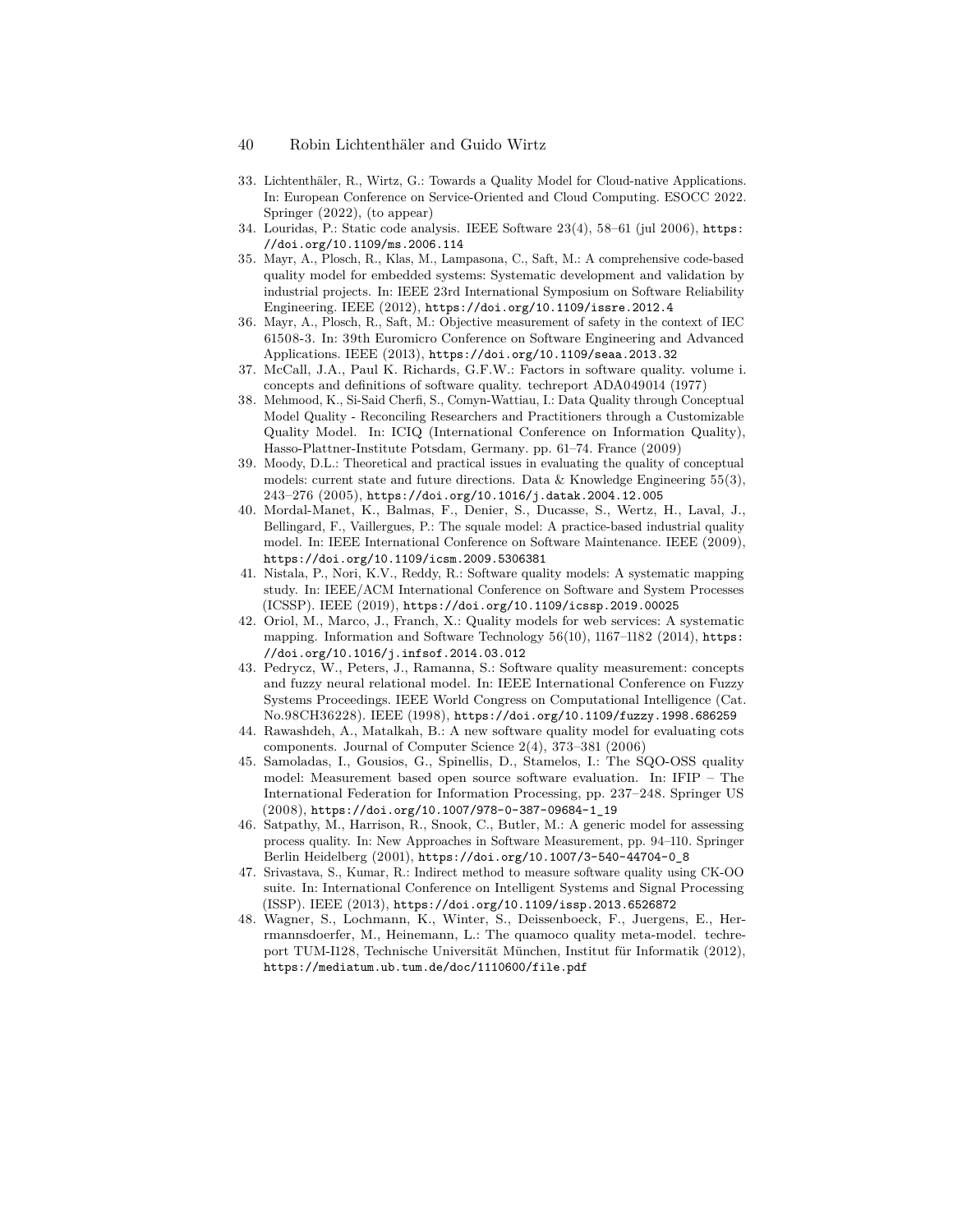33. Lichtenthäler, R., Wirtz, G.: Towards a Quality Model for Cloud-native Applications. In: European Conference on Service-Oriented and Cloud Computing. ESOCC 2022. Springer (2022), (to appear)
34. Louridas, P.: Static code analysis. IEEE Software 23(4), 58–61 (jul 2006), https://doi.org/10.1109/ms.2006.114
35. Mayr, A., Plosch, R., Klas, M., Lampasona, C., Saft, M.: A comprehensive code-based quality model for embedded systems: Systematic development and validation by industrial projects. In: IEEE 23rd International Symposium on Software Reliability Engineering. IEEE (2012), https://doi.org/10.1109/issre.2012.4
36. Mayr, A., Plosch, R., Saft, M.: Objective measurement of safety in the context of IEC 61508-3. In: 39th Euromicro Conference on Software Engineering and Advanced Applications. IEEE (2013), https://doi.org/10.1109/seaa.2013.32
37. McCall, J.A., Paul K. Richards, G.F.W.: Factors in software quality. volume i. concepts and definitions of software quality. techreport ADA049014 (1977)
38. Mehmood, K., Si-Said Cherfi, S., Comyn-Wattiau, I.: Data Quality through Conceptual Model Quality - Reconciling Researchers and Practitioners through a Customizable Quality Model. In: ICIQ (International Conference on Information Quality), Hasso-Plattner-Institute Potsdam, Germany. pp. 61–74. France (2009)
39. Moody, D.L.: Theoretical and practical issues in evaluating the quality of conceptual models: current state and future directions. Data & Knowledge Engineering 55(3), 243–276 (2005), https://doi.org/10.1016/j.datak.2004.12.005
40. Mordal-Manet, K., Balmas, F., Denier, S., Ducasse, S., Wertz, H., Laval, J., Bellingard, F., Vaillergues, P.: The squale model: A practice-based industrial quality model. In: IEEE International Conference on Software Maintenance. IEEE (2009), https://doi.org/10.1109/icsm.2009.5306381
41. Nistala, P., Nori, K.V., Reddy, R.: Software quality models: A systematic mapping study. In: IEEE/ACM International Conference on Software and System Processes (ICSSP). IEEE (2019), https://doi.org/10.1109/icssp.2019.00025
42. Oriol, M., Marco, J., Franch, X.: Quality models for web services: A systematic mapping. Information and Software Technology 56(10), 1167–1182 (2014), https://doi.org/10.1016/j.infsof.2014.03.012
43. Pedrycz, W., Peters, J., Ramanna, S.: Software quality measurement: concepts and fuzzy neural relational model. In: IEEE International Conference on Fuzzy Systems Proceedings. IEEE World Congress on Computational Intelligence (Cat. No.98CH36228). IEEE (1998), https://doi.org/10.1109/fuzzy.1998.686259
44. Rawashdeh, A., Matalkah, B.: A new software quality model for evaluating cots components. Journal of Computer Science 2(4), 373–381 (2006)
45. Samoladas, I., Gousios, G., Spinellis, D., Stamelos, I.: The SQO-OSS quality model: Measurement based open source software evaluation. In: IFIP – The International Federation for Information Processing, pp. 237–248. Springer US (2008), https://doi.org/10.1007/978-0-387-09684-1_19
46. Satpathy, M., Harrison, R., Snook, C., Butler, M.: A generic model for assessing process quality. In: New Approaches in Software Measurement, pp. 94–110. Springer Berlin Heidelberg (2001), https://doi.org/10.1007/3-540-44704-0_8
47. Srivastava, S., Kumar, R.: Indirect method to measure software quality using CK-OO suite. In: International Conference on Intelligent Systems and Signal Processing (ISSP). IEEE (2013), https://doi.org/10.1109/issp.2013.6526872
48. Wagner, S., Lochmann, K., Winter, S., Deissenboeck, F., Juergens, E., Herrmannsdoerfer, M., Heinemann, L.: The quamoco quality meta-model. techreport TUM-I128, Technische Universität München, Institut für Informatik (2012), https://mediatum.ub.tum.de/doc/1110600/file.pdf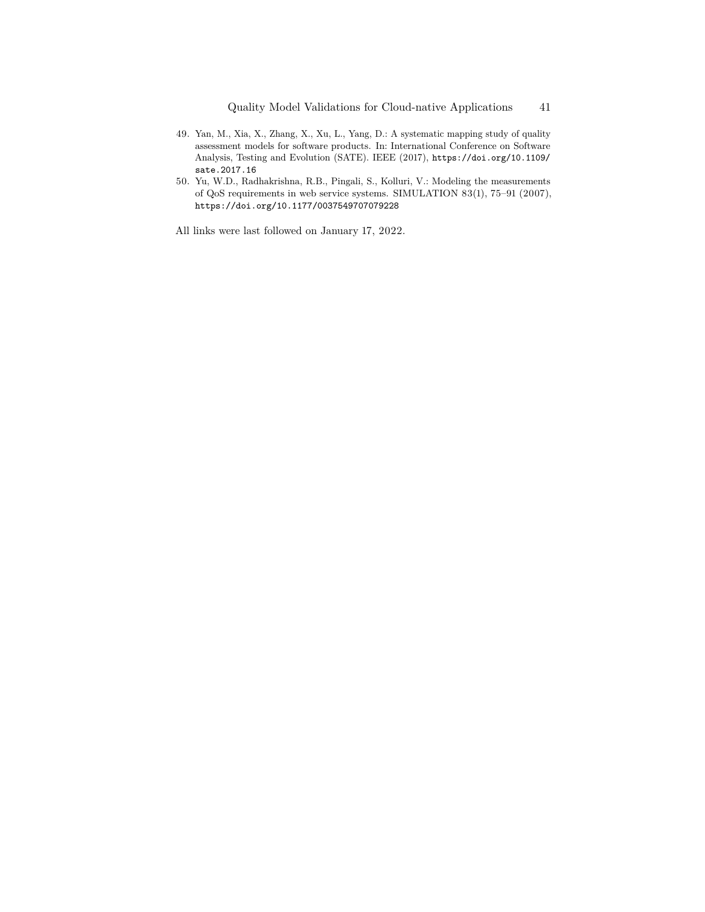49. Yan, M., Xia, X., Zhang, X., Xu, L., Yang, D.: A systematic mapping study of quality assessment models for software products. In: International Conference on Software Analysis, Testing and Evolution (SATE). IEEE (2017), https://doi.org/10.1109/sate.2017.16
50. Yu, W.D., Radhakrishna, R.B., Pingali, S., Kolluri, V.: Modeling the measurements of QoS requirements in web service systems. SIMULATION 83(1), 75–91 (2007), https://doi.org/10.1177/0037549707079228

All links were last followed on January 17, 2022.